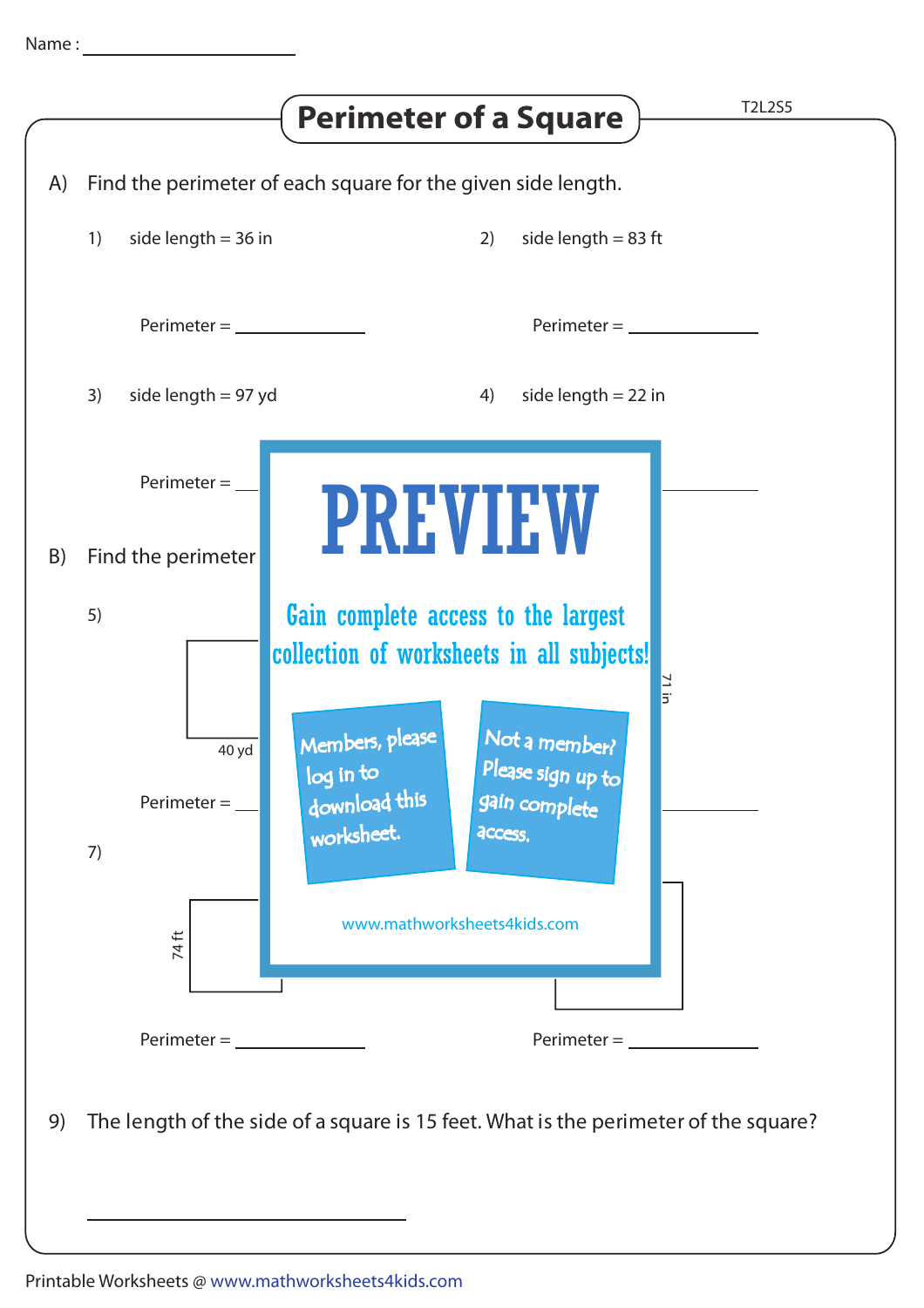Name : ____________________

# Perimeter of a Square

T2L2S5

A) Find the perimeter of each square for the given side length.

1) side length = 36 in

Perimeter = ____________

2) side length = 83 ft

Perimeter = ____________

3) side length = 97 yd

Perimeter = ____________

4) side length = 22 in

Perimeter = ____________

B) Find the perimeter

5)

40 yd

Perimeter = ____________

71 in

Perimeter = ____________

7)

74 ft

Perimeter = ____________

Perimeter = ____________

PREVIEW

Gain complete access to the largest collection of worksheets in all subjects!

Members, please log in to download this worksheet.

Not a member? Please sign up to gain complete access.

www.mathworksheets4kids.com

9) The length of the side of a square is 15 feet. What is the perimeter of the square?

______________________________

Printable Worksheets @ www.mathworksheets4kids.com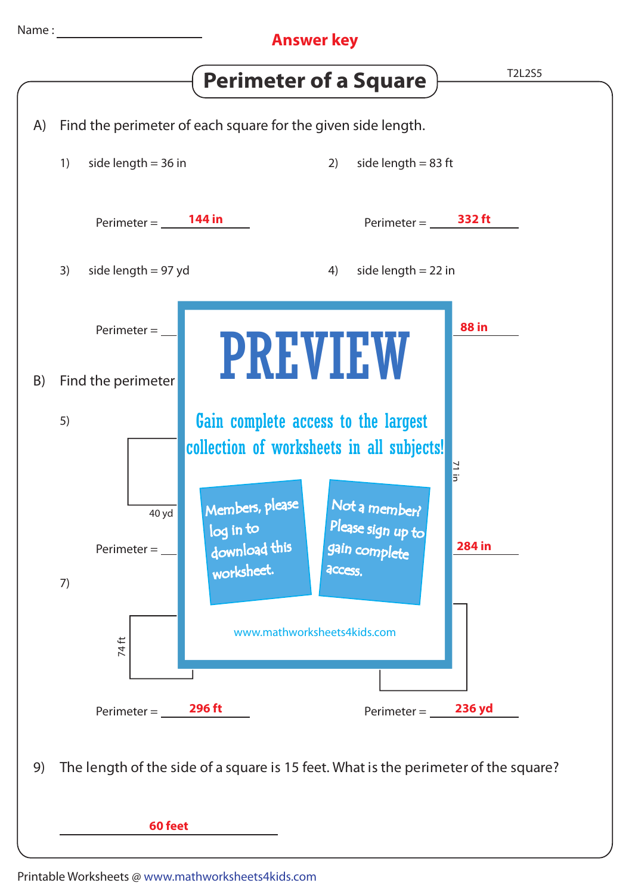Name : ____________________

**Answer key**

# Perimeter of a Square

T2L2S5

A) Find the perimeter of each square for the given side length.

1) side length = 36 in

Perimeter = **144 in**

2) side length = 83 ft

Perimeter = **332 ft**

3) side length = 97 yd

Perimeter = ______

4) side length = 22 in

Perimeter = **88 in**

B) Find the perimeter

5)

40 yd

Perimeter = ______

71 in

Perimeter = **284 in**

7)

74 ft

Perimeter = **296 ft**

Perimeter = **236 yd**

PREVIEW

Gain complete access to the largest collection of worksheets in all subjects!

Members, please log in to download this worksheet.

Not a member? Please sign up to gain complete access.

www.mathworksheets4kids.com

9) The length of the side of a square is 15 feet. What is the perimeter of the square?

**60 feet**

Printable Worksheets @ www.mathworksheets4kids.com